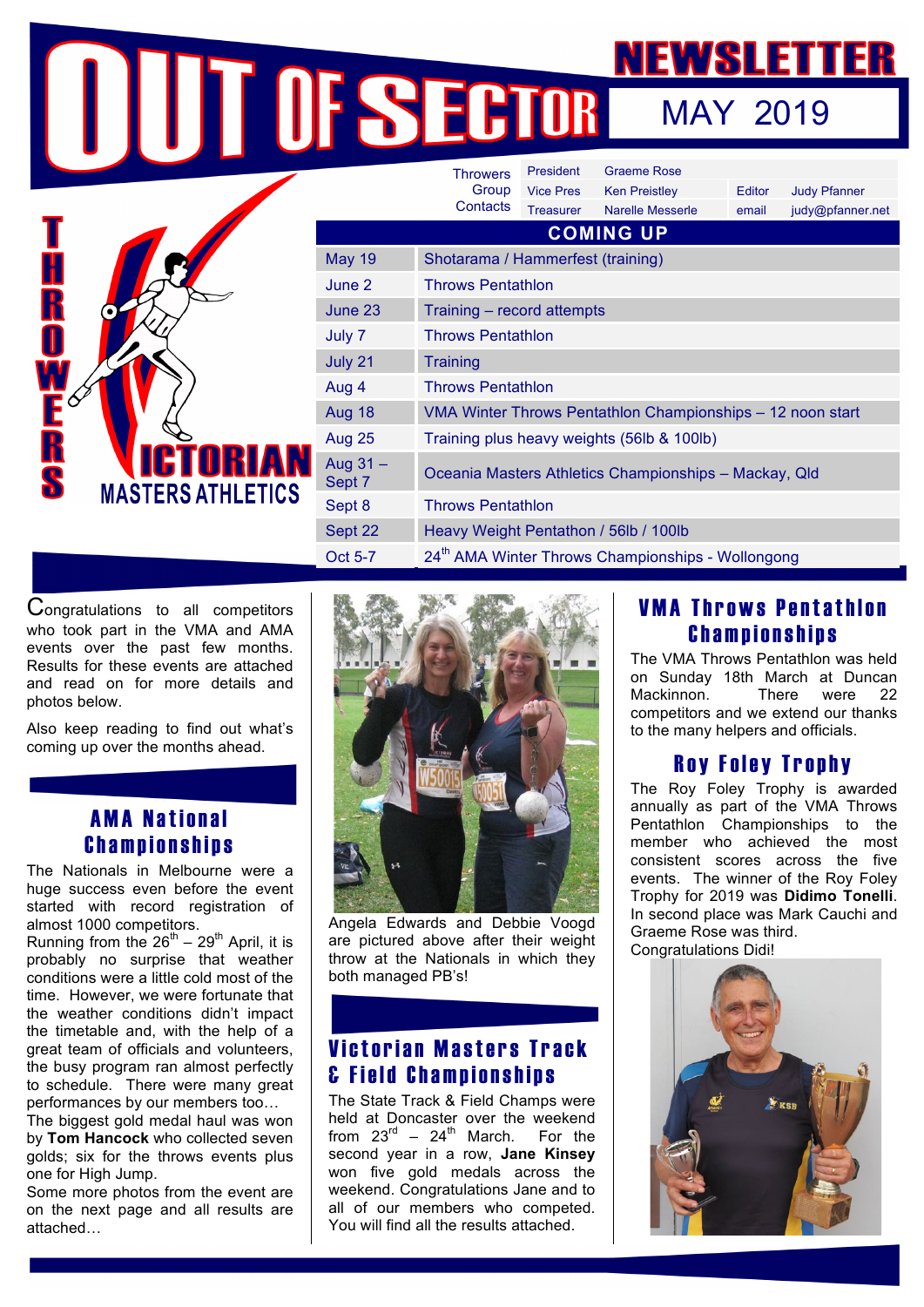# OUT OF SECTOR NEWSLETTER

MAY 2019

THROWERS VICTORIAN MASTERS ATHLETICS

| Throwers Group Contacts | | | | |
|---|---|---|---|---|
| President | Graeme Rose | | | |
| Vice Pres | Ken Preistley | | Editor | Judy Pfanner |
| Treasurer | Narelle Messerle | | email | judy@pfanner.net |

## COMING UP

| Date | Event |
|---|---|
| May 19 | Shotarama / Hammerfest (training) |
| June 2 | Throws Pentathlon |
| June 23 | Training – record attempts |
| July 7 | Throws Pentathlon |
| July 21 | Training |
| Aug 4 | Throws Pentathlon |
| Aug 18 | VMA Winter Throws Pentathlon Championships – 12 noon start |
| Aug 25 | Training plus heavy weights (56lb & 100lb) |
| Aug 31 – Sept 7 | Oceania Masters Athletics Championships – Mackay, Qld |
| Sept 8 | Throws Pentathlon |
| Sept 22 | Heavy Weight Pentathon / 56lb / 100lb |
| Oct 5-7 | 24th AMA Winter Throws Championships - Wollongong |

Congratulations to all competitors who took part in the VMA and AMA events over the past few months. Results for these events are attached and read on for more details and photos below.

Also keep reading to find out what's coming up over the months ahead.

## AMA National Championships

The Nationals in Melbourne were a huge success even before the event started with record registration of almost 1000 competitors.

Running from the 26th – 29th April, it is probably no surprise that weather conditions were a little cold most of the time. However, we were fortunate that the weather conditions didn't impact the timetable and, with the help of a great team of officials and volunteers, the busy program ran almost perfectly to schedule. There were many great performances by our members too…

The biggest gold medal haul was won by **Tom Hancock** who collected seven golds; six for the throws events plus one for High Jump.

Some more photos from the event are on the next page and all results are attached…

Angela Edwards and Debbie Voogd are pictured above after their weight throw at the Nationals in which they both managed PB's!

## Victorian Masters Track & Field Championships

The State Track & Field Champs were held at Doncaster over the weekend from 23rd – 24th March. For the second year in a row, **Jane Kinsey** won five gold medals across the weekend. Congratulations Jane and to all of our members who competed. You will find all the results attached.

## VMA Throws Pentathlon Championships

The VMA Throws Pentathlon was held on Sunday 18th March at Duncan Mackinnon. There were 22 competitors and we extend our thanks to the many helpers and officials.

## Roy Foley Trophy

The Roy Foley Trophy is awarded annually as part of the VMA Throws Pentathlon Championships to the member who achieved the most consistent scores across the five events. The winner of the Roy Foley Trophy for 2019 was **Didimo Tonelli**. In second place was Mark Cauchi and Graeme Rose was third.

Congratulations Didi!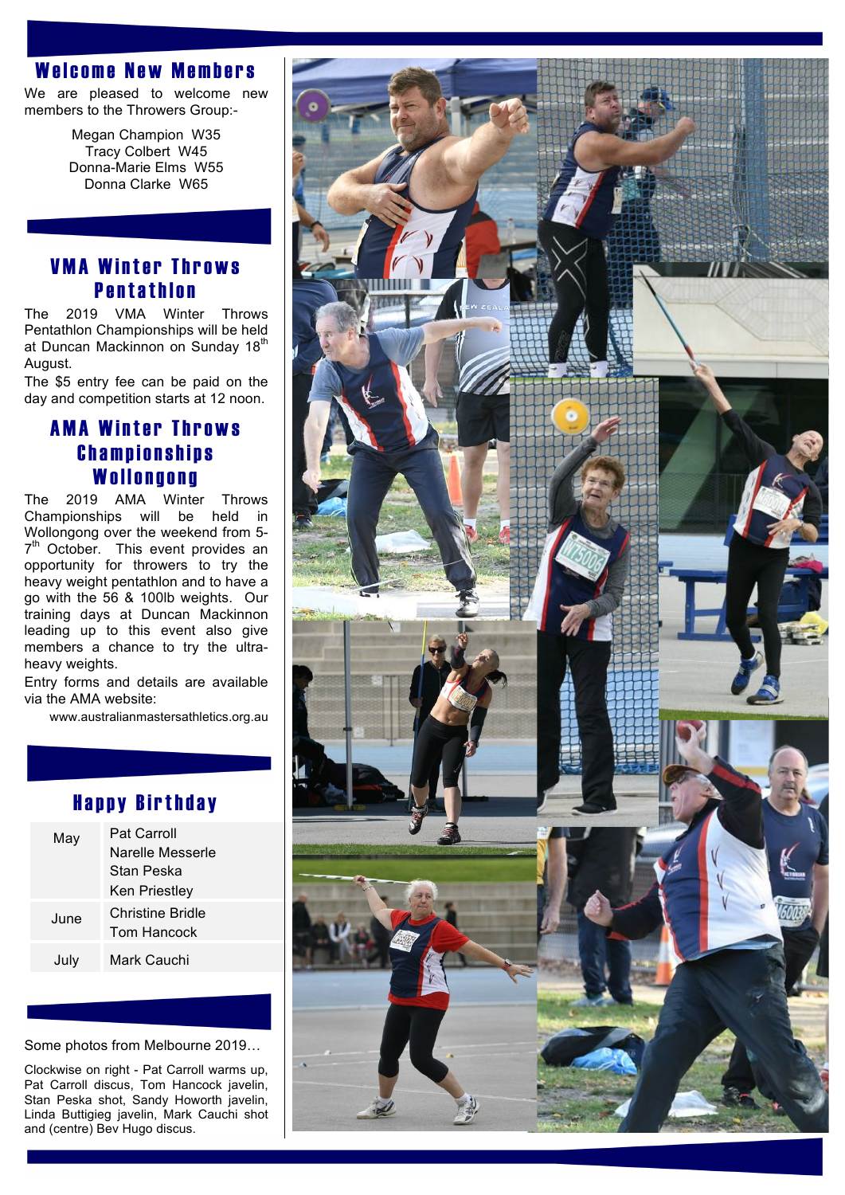## Welcome New Members

We are pleased to welcome new members to the Throwers Group:-

Megan Champion W35
Tracy Colbert W45
Donna-Marie Elms W55
Donna Clarke W65

## VMA Winter Throws Pentathlon

The 2019 VMA Winter Throws Pentathlon Championships will be held at Duncan Mackinnon on Sunday 18th August.

The $5 entry fee can be paid on the day and competition starts at 12 noon.

## AMA Winter Throws Championships Wollongong

The 2019 AMA Winter Throws Championships will be held in Wollongong over the weekend from 5-7th October. This event provides an opportunity for throwers to try the heavy weight pentathlon and to have a go with the 56 & 100lb weights. Our training days at Duncan Mackinnon leading up to this event also give members a chance to try the ultra-heavy weights.

Entry forms and details are available via the AMA website:

www.australianmastersathletics.org.au

## Happy Birthday

| | |
|---|---|
| May | Pat Carroll<br>Narelle Messerle<br>Stan Peska<br>Ken Priestley |
| June | Christine Bridle<br>Tom Hancock |
| July | Mark Cauchi |

Some photos from Melbourne 2019…

Clockwise on right - Pat Carroll warms up, Pat Carroll discus, Tom Hancock javelin, Stan Peska shot, Sandy Howorth javelin, Linda Buttigieg javelin, Mark Cauchi shot and (centre) Bev Hugo discus.